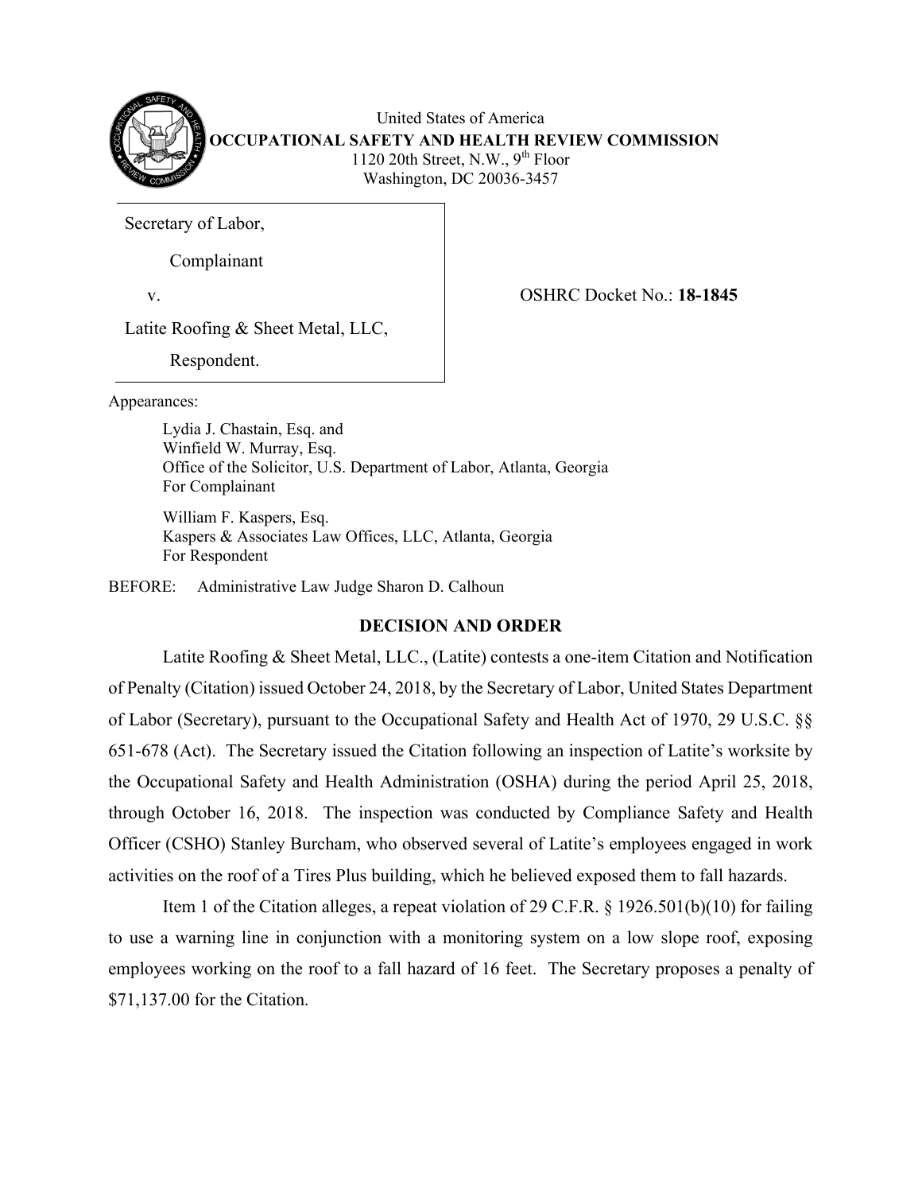United States of America
**OCCUPATIONAL SAFETY AND HEALTH REVIEW COMMISSION**
1120 20th Street, N.W., 9th Floor
Washington, DC 20036-3457

| | |
|---|---|
| Secretary of Labor,<br><br>Complainant<br><br>v.<br><br>Latite Roofing & Sheet Metal, LLC,<br><br>Respondent. | OSHRC Docket No.: **18-1845** |

Appearances:

Lydia J. Chastain, Esq. and
Winfield W. Murray, Esq.
Office of the Solicitor, U.S. Department of Labor, Atlanta, Georgia
For Complainant

William F. Kaspers, Esq.
Kaspers & Associates Law Offices, LLC, Atlanta, Georgia
For Respondent

BEFORE: Administrative Law Judge Sharon D. Calhoun

## DECISION AND ORDER

Latite Roofing & Sheet Metal, LLC., (Latite) contests a one-item Citation and Notification of Penalty (Citation) issued October 24, 2018, by the Secretary of Labor, United States Department of Labor (Secretary), pursuant to the Occupational Safety and Health Act of 1970, 29 U.S.C. §§ 651-678 (Act). The Secretary issued the Citation following an inspection of Latite's worksite by the Occupational Safety and Health Administration (OSHA) during the period April 25, 2018, through October 16, 2018. The inspection was conducted by Compliance Safety and Health Officer (CSHO) Stanley Burcham, who observed several of Latite's employees engaged in work activities on the roof of a Tires Plus building, which he believed exposed them to fall hazards.

Item 1 of the Citation alleges, a repeat violation of 29 C.F.R. § 1926.501(b)(10) for failing to use a warning line in conjunction with a monitoring system on a low slope roof, exposing employees working on the roof to a fall hazard of 16 feet. The Secretary proposes a penalty of $71,137.00 for the Citation.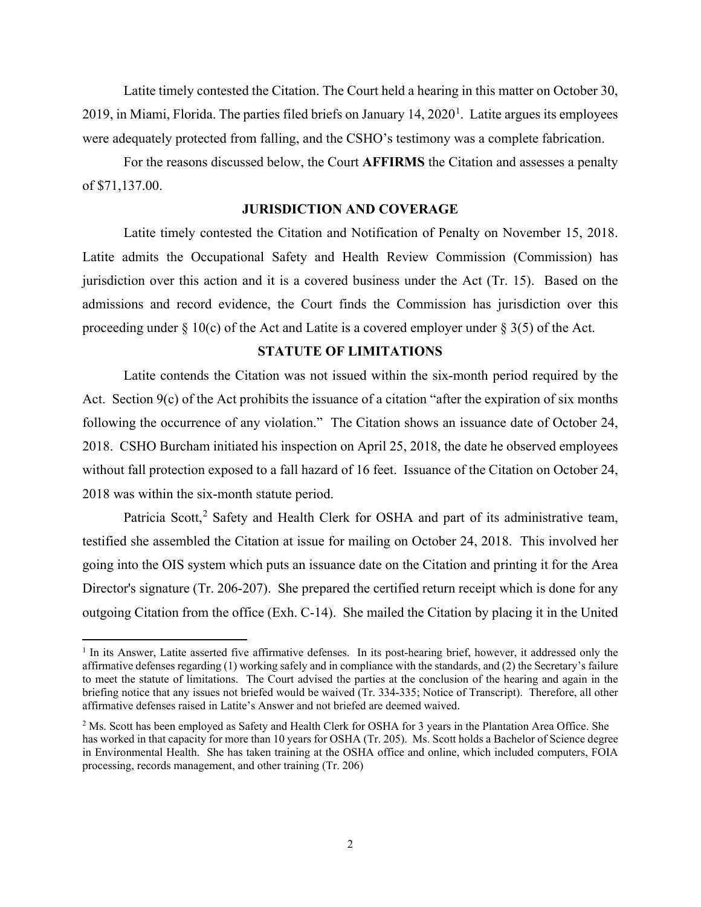Latite timely contested the Citation. The Court held a hearing in this matter on October 30, 2019, in Miami, Florida. The parties filed briefs on January 14, 2020[1]. Latite argues its employees were adequately protected from falling, and the CSHO's testimony was a complete fabrication.

For the reasons discussed below, the Court **AFFIRMS** the Citation and assesses a penalty of $71,137.00.

## JURISDICTION AND COVERAGE

Latite timely contested the Citation and Notification of Penalty on November 15, 2018. Latite admits the Occupational Safety and Health Review Commission (Commission) has jurisdiction over this action and it is a covered business under the Act (Tr. 15). Based on the admissions and record evidence, the Court finds the Commission has jurisdiction over this proceeding under § 10(c) of the Act and Latite is a covered employer under § 3(5) of the Act.

## STATUTE OF LIMITATIONS

Latite contends the Citation was not issued within the six-month period required by the Act. Section 9(c) of the Act prohibits the issuance of a citation "after the expiration of six months following the occurrence of any violation." The Citation shows an issuance date of October 24, 2018. CSHO Burcham initiated his inspection on April 25, 2018, the date he observed employees without fall protection exposed to a fall hazard of 16 feet. Issuance of the Citation on October 24, 2018 was within the six-month statute period.

Patricia Scott,[2] Safety and Health Clerk for OSHA and part of its administrative team, testified she assembled the Citation at issue for mailing on October 24, 2018. This involved her going into the OIS system which puts an issuance date on the Citation and printing it for the Area Director's signature (Tr. 206-207). She prepared the certified return receipt which is done for any outgoing Citation from the office (Exh. C-14). She mailed the Citation by placing it in the United

---

[1] In its Answer, Latite asserted five affirmative defenses. In its post-hearing brief, however, it addressed only the affirmative defenses regarding (1) working safely and in compliance with the standards, and (2) the Secretary's failure to meet the statute of limitations. The Court advised the parties at the conclusion of the hearing and again in the briefing notice that any issues not briefed would be waived (Tr. 334-335; Notice of Transcript). Therefore, all other affirmative defenses raised in Latite's Answer and not briefed are deemed waived.

[2] Ms. Scott has been employed as Safety and Health Clerk for OSHA for 3 years in the Plantation Area Office. She has worked in that capacity for more than 10 years for OSHA (Tr. 205). Ms. Scott holds a Bachelor of Science degree in Environmental Health. She has taken training at the OSHA office and online, which included computers, FOIA processing, records management, and other training (Tr. 206)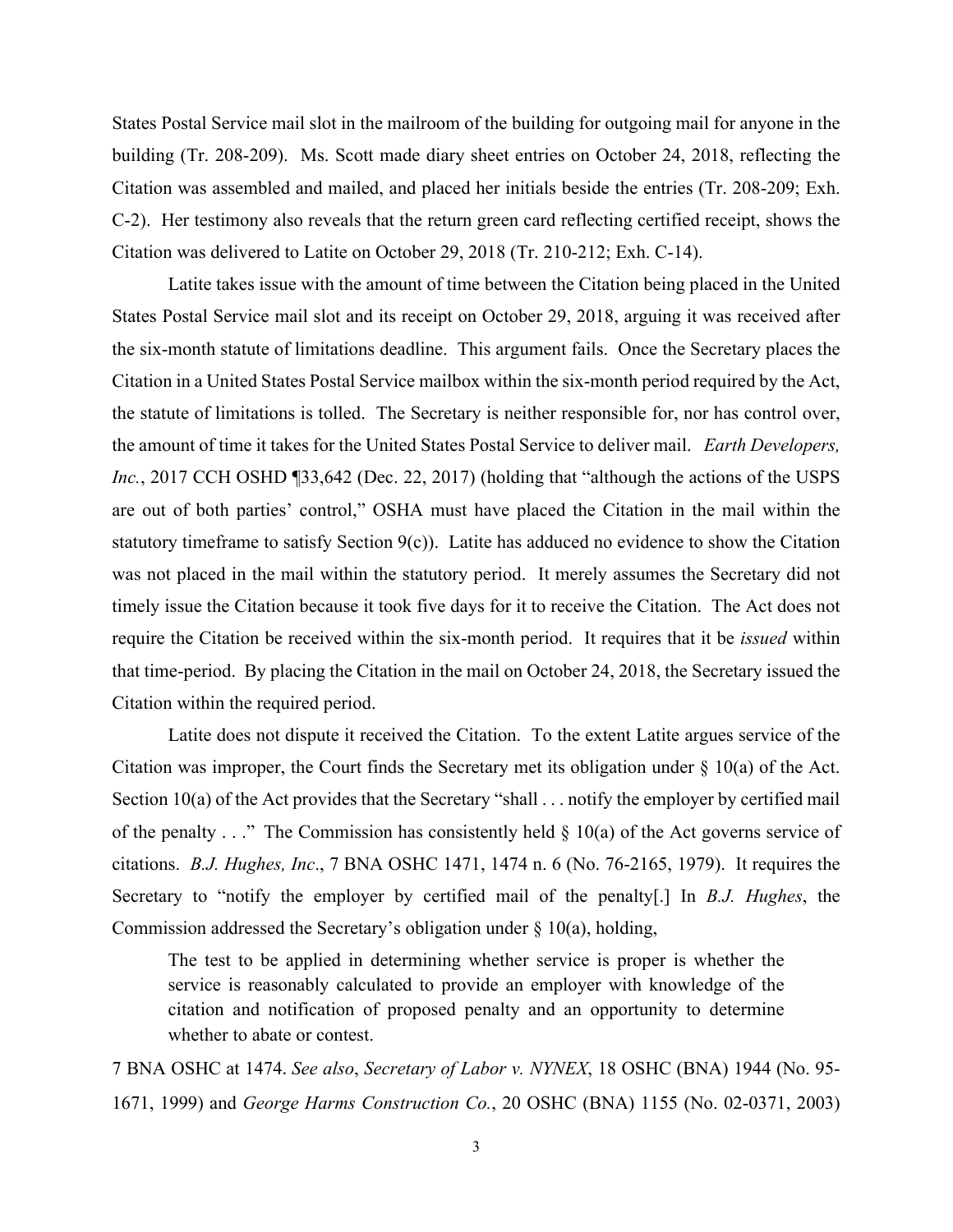States Postal Service mail slot in the mailroom of the building for outgoing mail for anyone in the building (Tr. 208-209). Ms. Scott made diary sheet entries on October 24, 2018, reflecting the Citation was assembled and mailed, and placed her initials beside the entries (Tr. 208-209; Exh. C-2). Her testimony also reveals that the return green card reflecting certified receipt, shows the Citation was delivered to Latite on October 29, 2018 (Tr. 210-212; Exh. C-14).

Latite takes issue with the amount of time between the Citation being placed in the United States Postal Service mail slot and its receipt on October 29, 2018, arguing it was received after the six-month statute of limitations deadline. This argument fails. Once the Secretary places the Citation in a United States Postal Service mailbox within the six-month period required by the Act, the statute of limitations is tolled. The Secretary is neither responsible for, nor has control over, the amount of time it takes for the United States Postal Service to deliver mail. *Earth Developers, Inc.*, 2017 CCH OSHD ¶33,642 (Dec. 22, 2017) (holding that "although the actions of the USPS are out of both parties' control," OSHA must have placed the Citation in the mail within the statutory timeframe to satisfy Section 9(c)). Latite has adduced no evidence to show the Citation was not placed in the mail within the statutory period. It merely assumes the Secretary did not timely issue the Citation because it took five days for it to receive the Citation. The Act does not require the Citation be received within the six-month period. It requires that it be *issued* within that time-period. By placing the Citation in the mail on October 24, 2018, the Secretary issued the Citation within the required period.

Latite does not dispute it received the Citation. To the extent Latite argues service of the Citation was improper, the Court finds the Secretary met its obligation under § 10(a) of the Act. Section 10(a) of the Act provides that the Secretary "shall . . . notify the employer by certified mail of the penalty . . ." The Commission has consistently held § 10(a) of the Act governs service of citations. *B.J. Hughes, Inc*., 7 BNA OSHC 1471, 1474 n. 6 (No. 76-2165, 1979). It requires the Secretary to "notify the employer by certified mail of the penalty[.] In *B.J. Hughes*, the Commission addressed the Secretary's obligation under § 10(a), holding,

> The test to be applied in determining whether service is proper is whether the service is reasonably calculated to provide an employer with knowledge of the citation and notification of proposed penalty and an opportunity to determine whether to abate or contest.

7 BNA OSHC at 1474. *See also*, *Secretary of Labor v. NYNEX*, 18 OSHC (BNA) 1944 (No. 95-1671, 1999) and *George Harms Construction Co.*, 20 OSHC (BNA) 1155 (No. 02-0371, 2003)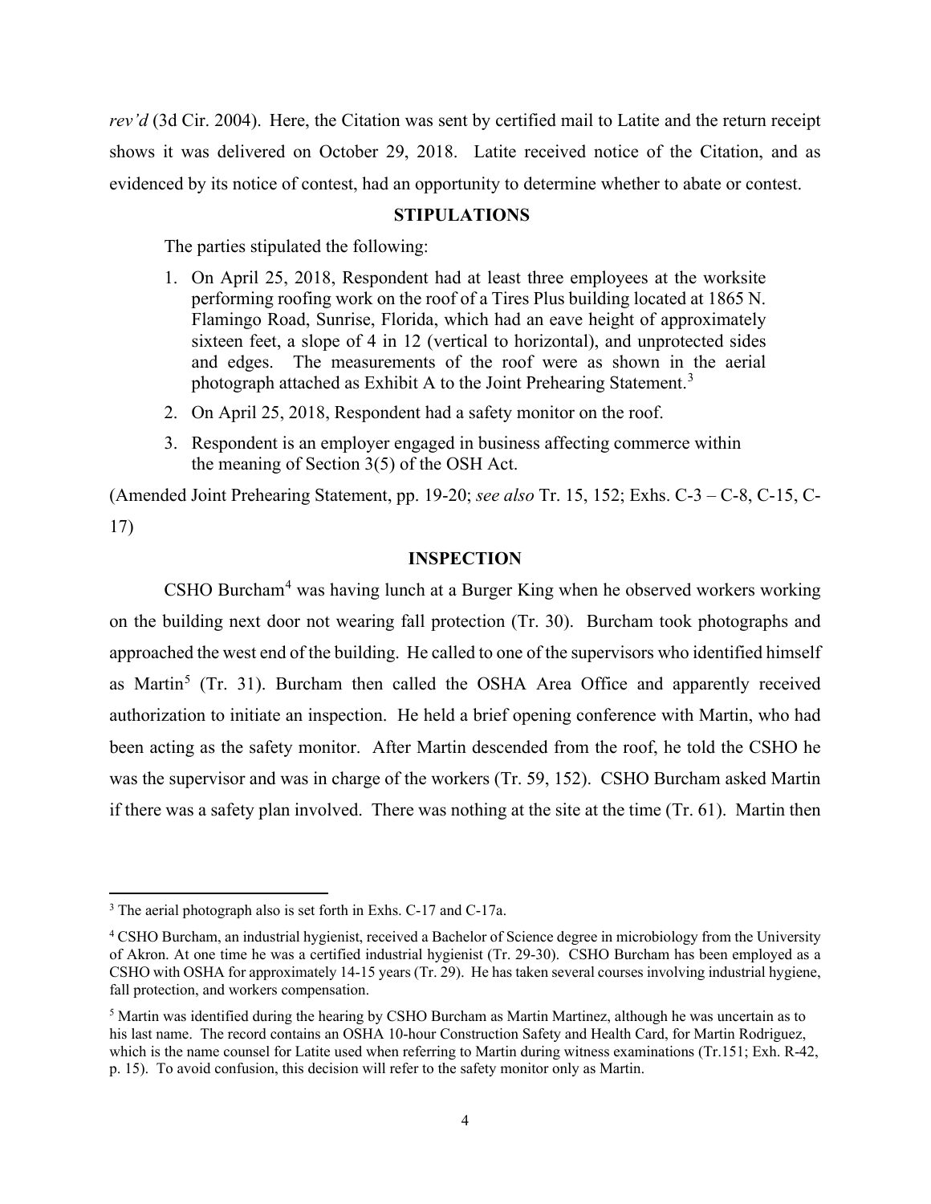*rev'd* (3d Cir. 2004). Here, the Citation was sent by certified mail to Latite and the return receipt shows it was delivered on October 29, 2018. Latite received notice of the Citation, and as evidenced by its notice of contest, had an opportunity to determine whether to abate or contest.

## STIPULATIONS

The parties stipulated the following:

1. On April 25, 2018, Respondent had at least three employees at the worksite performing roofing work on the roof of a Tires Plus building located at 1865 N. Flamingo Road, Sunrise, Florida, which had an eave height of approximately sixteen feet, a slope of 4 in 12 (vertical to horizontal), and unprotected sides and edges. The measurements of the roof were as shown in the aerial photograph attached as Exhibit A to the Joint Prehearing Statement.[3]
2. On April 25, 2018, Respondent had a safety monitor on the roof.
3. Respondent is an employer engaged in business affecting commerce within the meaning of Section 3(5) of the OSH Act.

(Amended Joint Prehearing Statement, pp. 19-20; *see also* Tr. 15, 152; Exhs. C-3 – C-8, C-15, C-17)

## INSPECTION

CSHO Burcham[4] was having lunch at a Burger King when he observed workers working on the building next door not wearing fall protection (Tr. 30). Burcham took photographs and approached the west end of the building. He called to one of the supervisors who identified himself as Martin[5] (Tr. 31). Burcham then called the OSHA Area Office and apparently received authorization to initiate an inspection. He held a brief opening conference with Martin, who had been acting as the safety monitor. After Martin descended from the roof, he told the CSHO he was the supervisor and was in charge of the workers (Tr. 59, 152). CSHO Burcham asked Martin if there was a safety plan involved. There was nothing at the site at the time (Tr. 61). Martin then

---

[3] The aerial photograph also is set forth in Exhs. C-17 and C-17a.

[4] CSHO Burcham, an industrial hygienist, received a Bachelor of Science degree in microbiology from the University of Akron. At one time he was a certified industrial hygienist (Tr. 29-30). CSHO Burcham has been employed as a CSHO with OSHA for approximately 14-15 years (Tr. 29). He has taken several courses involving industrial hygiene, fall protection, and workers compensation.

[5] Martin was identified during the hearing by CSHO Burcham as Martin Martinez, although he was uncertain as to his last name. The record contains an OSHA 10-hour Construction Safety and Health Card, for Martin Rodriguez, which is the name counsel for Latite used when referring to Martin during witness examinations (Tr.151; Exh. R-42, p. 15). To avoid confusion, this decision will refer to the safety monitor only as Martin.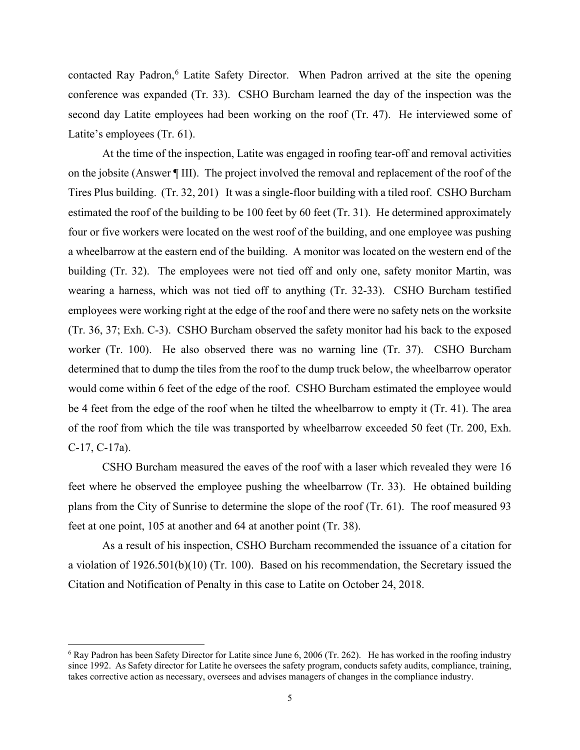contacted Ray Padron,[6] Latite Safety Director. When Padron arrived at the site the opening conference was expanded (Tr. 33). CSHO Burcham learned the day of the inspection was the second day Latite employees had been working on the roof (Tr. 47). He interviewed some of Latite's employees (Tr. 61).

At the time of the inspection, Latite was engaged in roofing tear-off and removal activities on the jobsite (Answer ¶ III). The project involved the removal and replacement of the roof of the Tires Plus building. (Tr. 32, 201) It was a single-floor building with a tiled roof. CSHO Burcham estimated the roof of the building to be 100 feet by 60 feet (Tr. 31). He determined approximately four or five workers were located on the west roof of the building, and one employee was pushing a wheelbarrow at the eastern end of the building. A monitor was located on the western end of the building (Tr. 32). The employees were not tied off and only one, safety monitor Martin, was wearing a harness, which was not tied off to anything (Tr. 32-33). CSHO Burcham testified employees were working right at the edge of the roof and there were no safety nets on the worksite (Tr. 36, 37; Exh. C-3). CSHO Burcham observed the safety monitor had his back to the exposed worker (Tr. 100). He also observed there was no warning line (Tr. 37). CSHO Burcham determined that to dump the tiles from the roof to the dump truck below, the wheelbarrow operator would come within 6 feet of the edge of the roof. CSHO Burcham estimated the employee would be 4 feet from the edge of the roof when he tilted the wheelbarrow to empty it (Tr. 41). The area of the roof from which the tile was transported by wheelbarrow exceeded 50 feet (Tr. 200, Exh. C-17, C-17a).

CSHO Burcham measured the eaves of the roof with a laser which revealed they were 16 feet where he observed the employee pushing the wheelbarrow (Tr. 33). He obtained building plans from the City of Sunrise to determine the slope of the roof (Tr. 61). The roof measured 93 feet at one point, 105 at another and 64 at another point (Tr. 38).

As a result of his inspection, CSHO Burcham recommended the issuance of a citation for a violation of 1926.501(b)(10) (Tr. 100). Based on his recommendation, the Secretary issued the Citation and Notification of Penalty in this case to Latite on October 24, 2018.

---

[6] Ray Padron has been Safety Director for Latite since June 6, 2006 (Tr. 262). He has worked in the roofing industry since 1992. As Safety director for Latite he oversees the safety program, conducts safety audits, compliance, training, takes corrective action as necessary, oversees and advises managers of changes in the compliance industry.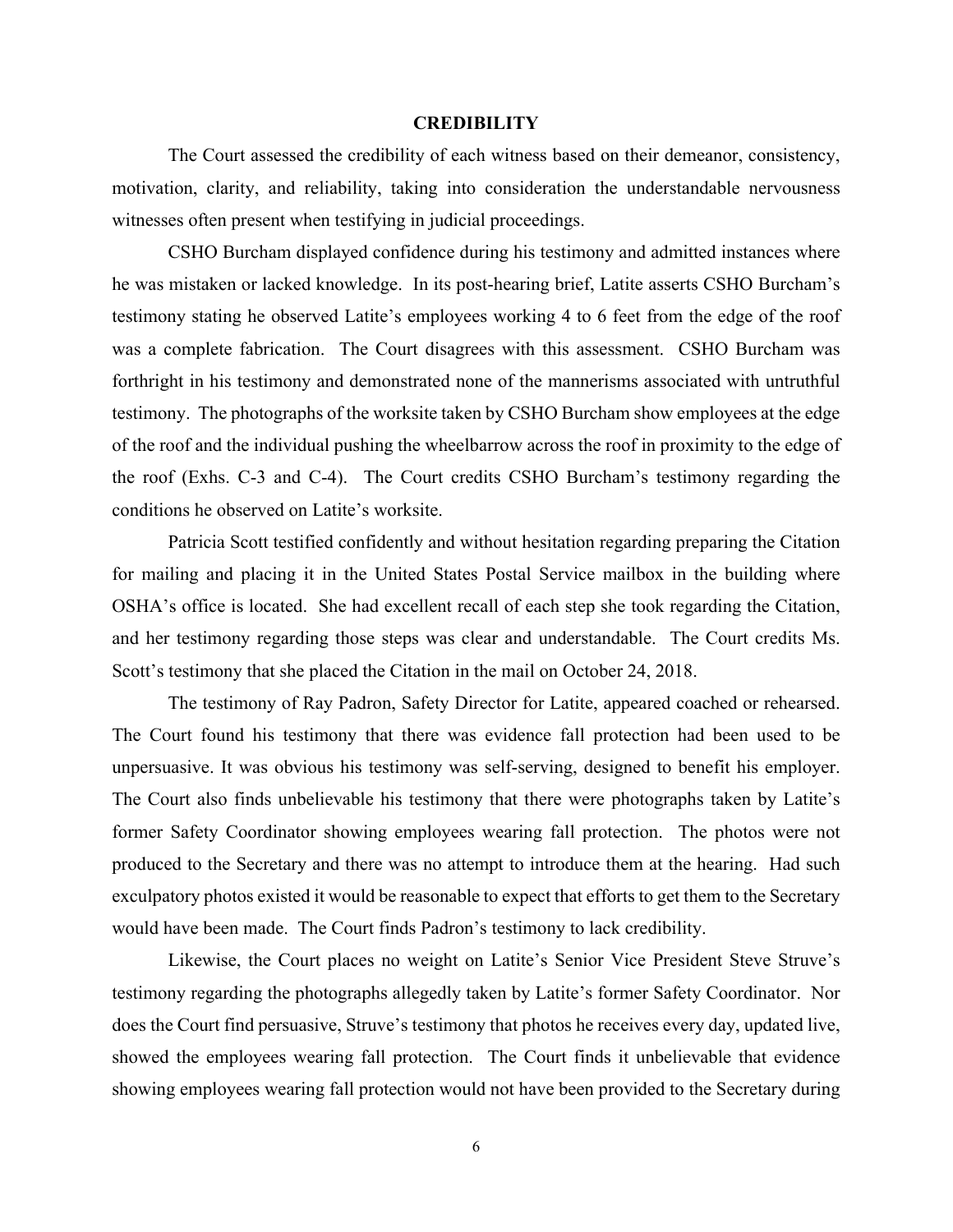## CREDIBILITY

The Court assessed the credibility of each witness based on their demeanor, consistency, motivation, clarity, and reliability, taking into consideration the understandable nervousness witnesses often present when testifying in judicial proceedings.

CSHO Burcham displayed confidence during his testimony and admitted instances where he was mistaken or lacked knowledge. In its post-hearing brief, Latite asserts CSHO Burcham's testimony stating he observed Latite's employees working 4 to 6 feet from the edge of the roof was a complete fabrication. The Court disagrees with this assessment. CSHO Burcham was forthright in his testimony and demonstrated none of the mannerisms associated with untruthful testimony. The photographs of the worksite taken by CSHO Burcham show employees at the edge of the roof and the individual pushing the wheelbarrow across the roof in proximity to the edge of the roof (Exhs. C-3 and C-4). The Court credits CSHO Burcham's testimony regarding the conditions he observed on Latite's worksite.

Patricia Scott testified confidently and without hesitation regarding preparing the Citation for mailing and placing it in the United States Postal Service mailbox in the building where OSHA's office is located. She had excellent recall of each step she took regarding the Citation, and her testimony regarding those steps was clear and understandable. The Court credits Ms. Scott's testimony that she placed the Citation in the mail on October 24, 2018.

The testimony of Ray Padron, Safety Director for Latite, appeared coached or rehearsed. The Court found his testimony that there was evidence fall protection had been used to be unpersuasive. It was obvious his testimony was self-serving, designed to benefit his employer. The Court also finds unbelievable his testimony that there were photographs taken by Latite's former Safety Coordinator showing employees wearing fall protection. The photos were not produced to the Secretary and there was no attempt to introduce them at the hearing. Had such exculpatory photos existed it would be reasonable to expect that efforts to get them to the Secretary would have been made. The Court finds Padron's testimony to lack credibility.

Likewise, the Court places no weight on Latite's Senior Vice President Steve Struve's testimony regarding the photographs allegedly taken by Latite's former Safety Coordinator. Nor does the Court find persuasive, Struve's testimony that photos he receives every day, updated live, showed the employees wearing fall protection. The Court finds it unbelievable that evidence showing employees wearing fall protection would not have been provided to the Secretary during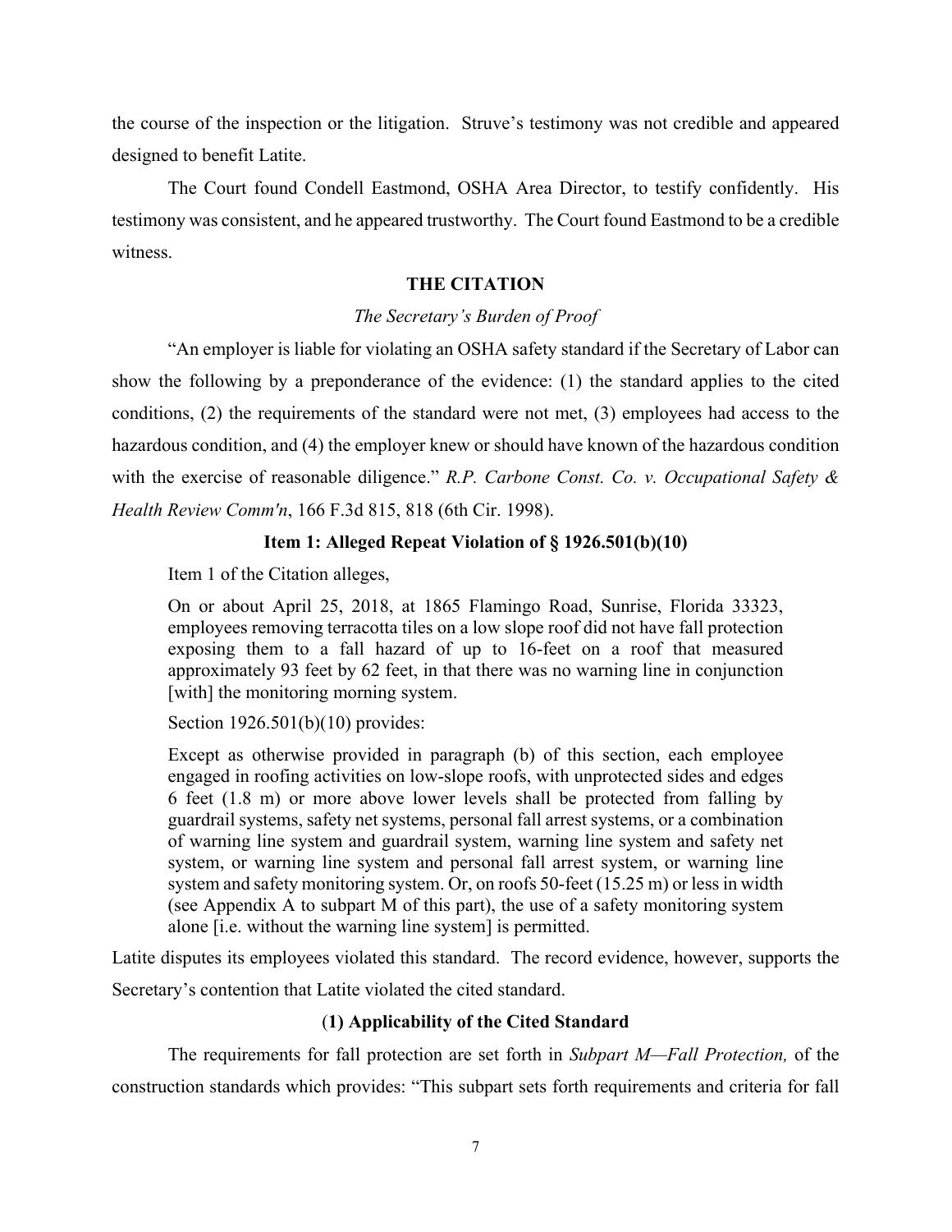the course of the inspection or the litigation. Struve's testimony was not credible and appeared designed to benefit Latite.

The Court found Condell Eastmond, OSHA Area Director, to testify confidently. His testimony was consistent, and he appeared trustworthy. The Court found Eastmond to be a credible witness.

## THE CITATION

### *The Secretary's Burden of Proof*

"An employer is liable for violating an OSHA safety standard if the Secretary of Labor can show the following by a preponderance of the evidence: (1) the standard applies to the cited conditions, (2) the requirements of the standard were not met, (3) employees had access to the hazardous condition, and (4) the employer knew or should have known of the hazardous condition with the exercise of reasonable diligence." *R.P. Carbone Const. Co. v. Occupational Safety & Health Review Comm'n*, 166 F.3d 815, 818 (6th Cir. 1998).

### Item 1: Alleged Repeat Violation of § 1926.501(b)(10)

Item 1 of the Citation alleges,

> On or about April 25, 2018, at 1865 Flamingo Road, Sunrise, Florida 33323, employees removing terracotta tiles on a low slope roof did not have fall protection exposing them to a fall hazard of up to 16-feet on a roof that measured approximately 93 feet by 62 feet, in that there was no warning line in conjunction [with] the monitoring morning system.

Section 1926.501(b)(10) provides:

> Except as otherwise provided in paragraph (b) of this section, each employee engaged in roofing activities on low-slope roofs, with unprotected sides and edges 6 feet (1.8 m) or more above lower levels shall be protected from falling by guardrail systems, safety net systems, personal fall arrest systems, or a combination of warning line system and guardrail system, warning line system and safety net system, or warning line system and personal fall arrest system, or warning line system and safety monitoring system. Or, on roofs 50-feet (15.25 m) or less in width (see Appendix A to subpart M of this part), the use of a safety monitoring system alone [i.e. without the warning line system] is permitted.

Latite disputes its employees violated this standard. The record evidence, however, supports the Secretary's contention that Latite violated the cited standard.

### (1) Applicability of the Cited Standard

The requirements for fall protection are set forth in *Subpart M—Fall Protection,* of the construction standards which provides: "This subpart sets forth requirements and criteria for fall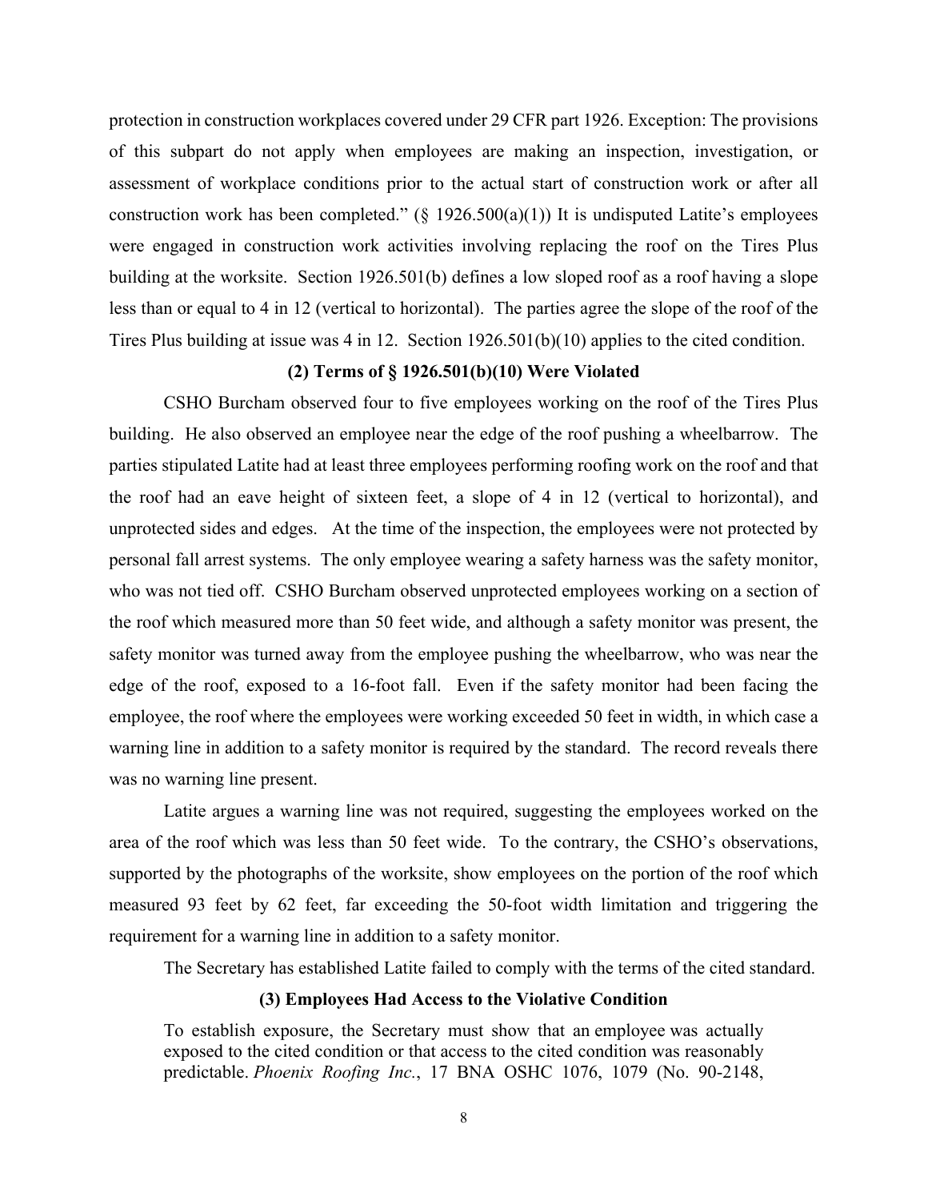protection in construction workplaces covered under 29 CFR part 1926. Exception: The provisions of this subpart do not apply when employees are making an inspection, investigation, or assessment of workplace conditions prior to the actual start of construction work or after all construction work has been completed." (§ 1926.500(a)(1)) It is undisputed Latite's employees were engaged in construction work activities involving replacing the roof on the Tires Plus building at the worksite. Section 1926.501(b) defines a low sloped roof as a roof having a slope less than or equal to 4 in 12 (vertical to horizontal). The parties agree the slope of the roof of the Tires Plus building at issue was 4 in 12. Section 1926.501(b)(10) applies to the cited condition.

### (2) Terms of § 1926.501(b)(10) Were Violated

CSHO Burcham observed four to five employees working on the roof of the Tires Plus building. He also observed an employee near the edge of the roof pushing a wheelbarrow. The parties stipulated Latite had at least three employees performing roofing work on the roof and that the roof had an eave height of sixteen feet, a slope of 4 in 12 (vertical to horizontal), and unprotected sides and edges. At the time of the inspection, the employees were not protected by personal fall arrest systems. The only employee wearing a safety harness was the safety monitor, who was not tied off. CSHO Burcham observed unprotected employees working on a section of the roof which measured more than 50 feet wide, and although a safety monitor was present, the safety monitor was turned away from the employee pushing the wheelbarrow, who was near the edge of the roof, exposed to a 16-foot fall. Even if the safety monitor had been facing the employee, the roof where the employees were working exceeded 50 feet in width, in which case a warning line in addition to a safety monitor is required by the standard. The record reveals there was no warning line present.

Latite argues a warning line was not required, suggesting the employees worked on the area of the roof which was less than 50 feet wide. To the contrary, the CSHO's observations, supported by the photographs of the worksite, show employees on the portion of the roof which measured 93 feet by 62 feet, far exceeding the 50-foot width limitation and triggering the requirement for a warning line in addition to a safety monitor.

The Secretary has established Latite failed to comply with the terms of the cited standard.

### (3) Employees Had Access to the Violative Condition

> To establish exposure, the Secretary must show that an employee was actually exposed to the cited condition or that access to the cited condition was reasonably predictable. *Phoenix Roofing Inc.*, 17 BNA OSHC 1076, 1079 (No. 90-2148,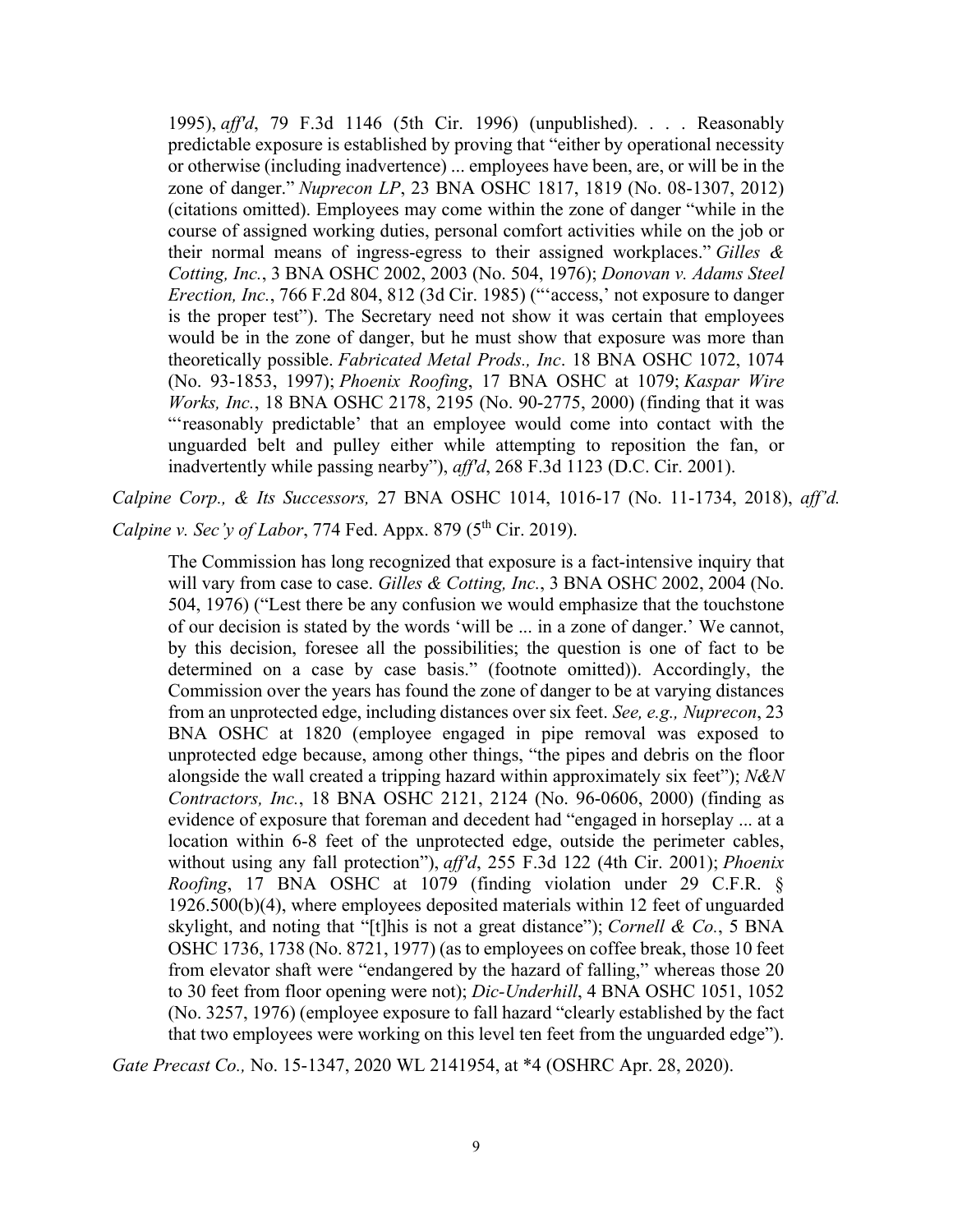> 1995), *aff'd*, 79 F.3d 1146 (5th Cir. 1996) (unpublished). . . . Reasonably predictable exposure is established by proving that "either by operational necessity or otherwise (including inadvertence) ... employees have been, are, or will be in the zone of danger." *Nuprecon LP*, 23 BNA OSHC 1817, 1819 (No. 08-1307, 2012) (citations omitted). Employees may come within the zone of danger "while in the course of assigned working duties, personal comfort activities while on the job or their normal means of ingress-egress to their assigned workplaces." *Gilles & Cotting, Inc.*, 3 BNA OSHC 2002, 2003 (No. 504, 1976); *Donovan v. Adams Steel Erection, Inc.*, 766 F.2d 804, 812 (3d Cir. 1985) ("'access,' not exposure to danger is the proper test"). The Secretary need not show it was certain that employees would be in the zone of danger, but he must show that exposure was more than theoretically possible. *Fabricated Metal Prods., Inc*. 18 BNA OSHC 1072, 1074 (No. 93-1853, 1997); *Phoenix Roofing*, 17 BNA OSHC at 1079; *Kaspar Wire Works, Inc.*, 18 BNA OSHC 2178, 2195 (No. 90-2775, 2000) (finding that it was "'reasonably predictable' that an employee would come into contact with the unguarded belt and pulley either while attempting to reposition the fan, or inadvertently while passing nearby"), *aff'd*, 268 F.3d 1123 (D.C. Cir. 2001).

*Calpine Corp., & Its Successors,* 27 BNA OSHC 1014, 1016-17 (No. 11-1734, 2018), *aff'd. Calpine v. Sec'y of Labor*, 774 Fed. Appx. 879 (5th Cir. 2019).

> The Commission has long recognized that exposure is a fact-intensive inquiry that will vary from case to case. *Gilles & Cotting, Inc.*, 3 BNA OSHC 2002, 2004 (No. 504, 1976) ("Lest there be any confusion we would emphasize that the touchstone of our decision is stated by the words 'will be ... in a zone of danger.' We cannot, by this decision, foresee all the possibilities; the question is one of fact to be determined on a case by case basis." (footnote omitted)). Accordingly, the Commission over the years has found the zone of danger to be at varying distances from an unprotected edge, including distances over six feet. *See, e.g., Nuprecon*, 23 BNA OSHC at 1820 (employee engaged in pipe removal was exposed to unprotected edge because, among other things, "the pipes and debris on the floor alongside the wall created a tripping hazard within approximately six feet"); *N&N Contractors, Inc.*, 18 BNA OSHC 2121, 2124 (No. 96-0606, 2000) (finding as evidence of exposure that foreman and decedent had "engaged in horseplay ... at a location within 6-8 feet of the unprotected edge, outside the perimeter cables, without using any fall protection"), *aff'd*, 255 F.3d 122 (4th Cir. 2001); *Phoenix Roofing*, 17 BNA OSHC at 1079 (finding violation under 29 C.F.R. § 1926.500(b)(4), where employees deposited materials within 12 feet of unguarded skylight, and noting that "[t]his is not a great distance"); *Cornell & Co.*, 5 BNA OSHC 1736, 1738 (No. 8721, 1977) (as to employees on coffee break, those 10 feet from elevator shaft were "endangered by the hazard of falling," whereas those 20 to 30 feet from floor opening were not); *Dic-Underhill*, 4 BNA OSHC 1051, 1052 (No. 3257, 1976) (employee exposure to fall hazard "clearly established by the fact that two employees were working on this level ten feet from the unguarded edge").

*Gate Precast Co.,* No. 15-1347, 2020 WL 2141954, at *4 (OSHRC Apr. 28, 2020).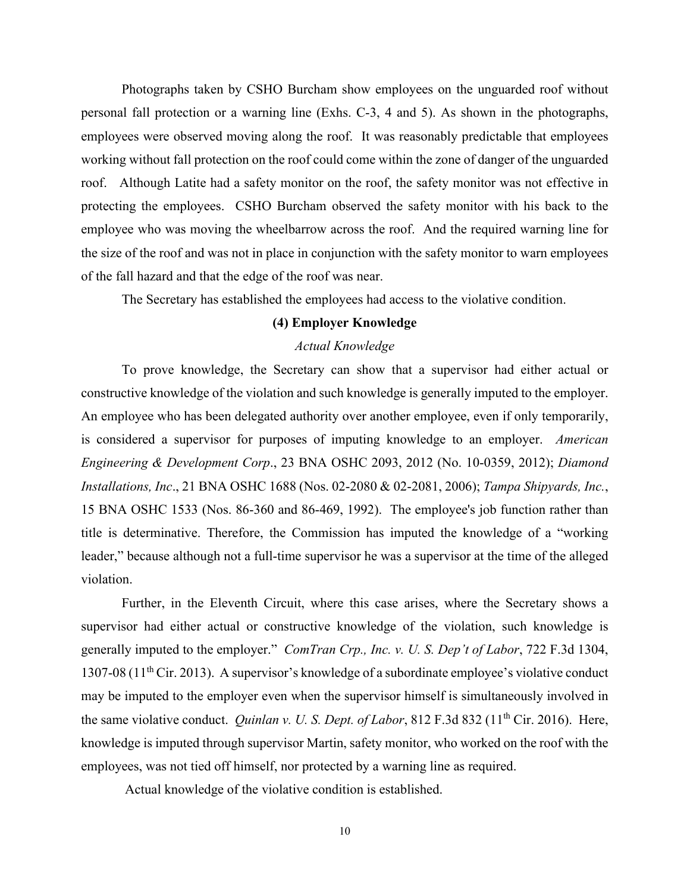Photographs taken by CSHO Burcham show employees on the unguarded roof without personal fall protection or a warning line (Exhs. C-3, 4 and 5). As shown in the photographs, employees were observed moving along the roof. It was reasonably predictable that employees working without fall protection on the roof could come within the zone of danger of the unguarded roof. Although Latite had a safety monitor on the roof, the safety monitor was not effective in protecting the employees. CSHO Burcham observed the safety monitor with his back to the employee who was moving the wheelbarrow across the roof. And the required warning line for the size of the roof and was not in place in conjunction with the safety monitor to warn employees of the fall hazard and that the edge of the roof was near.

The Secretary has established the employees had access to the violative condition.

### (4) Employer Knowledge

*Actual Knowledge*

To prove knowledge, the Secretary can show that a supervisor had either actual or constructive knowledge of the violation and such knowledge is generally imputed to the employer. An employee who has been delegated authority over another employee, even if only temporarily, is considered a supervisor for purposes of imputing knowledge to an employer. *American Engineering & Development Corp*., 23 BNA OSHC 2093, 2012 (No. 10-0359, 2012); *Diamond Installations, Inc*., 21 BNA OSHC 1688 (Nos. 02-2080 & 02-2081, 2006); *Tampa Shipyards, Inc.*, 15 BNA OSHC 1533 (Nos. 86-360 and 86-469, 1992). The employee's job function rather than title is determinative. Therefore, the Commission has imputed the knowledge of a "working leader," because although not a full-time supervisor he was a supervisor at the time of the alleged violation.

Further, in the Eleventh Circuit, where this case arises, where the Secretary shows a supervisor had either actual or constructive knowledge of the violation, such knowledge is generally imputed to the employer." *ComTran Crp., Inc. v. U. S. Dep't of Labor*, 722 F.3d 1304, 1307-08 (11th Cir. 2013). A supervisor's knowledge of a subordinate employee's violative conduct may be imputed to the employer even when the supervisor himself is simultaneously involved in the same violative conduct. *Quinlan v. U. S. Dept. of Labor*, 812 F.3d 832 (11th Cir. 2016). Here, knowledge is imputed through supervisor Martin, safety monitor, who worked on the roof with the employees, was not tied off himself, nor protected by a warning line as required.

Actual knowledge of the violative condition is established.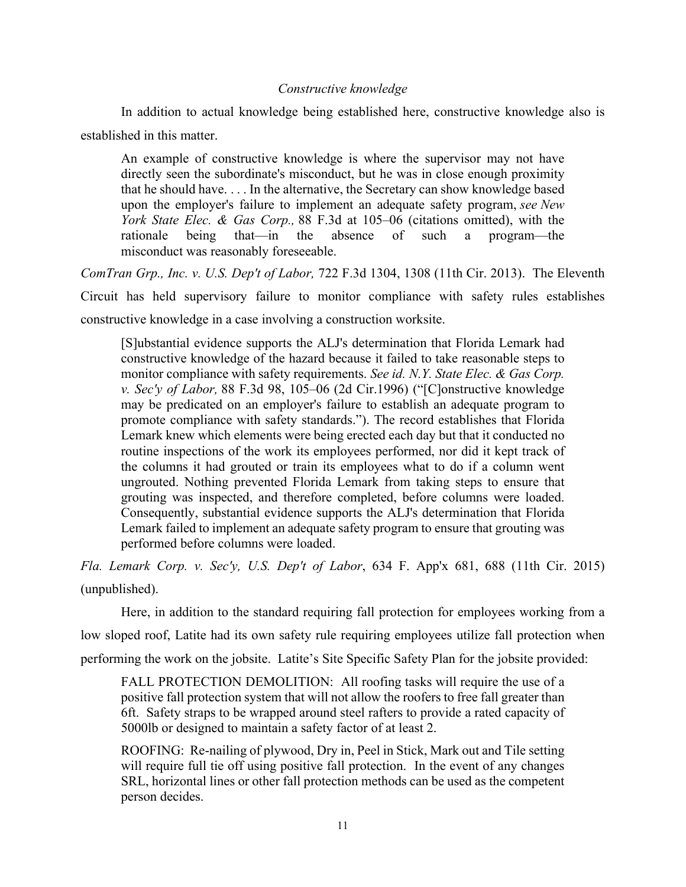*Constructive knowledge*

In addition to actual knowledge being established here, constructive knowledge also is established in this matter.

> An example of constructive knowledge is where the supervisor may not have directly seen the subordinate's misconduct, but he was in close enough proximity that he should have. . . . In the alternative, the Secretary can show knowledge based upon the employer's failure to implement an adequate safety program, *see New York State Elec. & Gas Corp.,* 88 F.3d at 105–06 (citations omitted), with the rationale being that—in the absence of such a program—the misconduct was reasonably foreseeable.

*ComTran Grp., Inc. v. U.S. Dep't of Labor,* 722 F.3d 1304, 1308 (11th Cir. 2013). The Eleventh Circuit has held supervisory failure to monitor compliance with safety rules establishes constructive knowledge in a case involving a construction worksite.

> [S]ubstantial evidence supports the ALJ's determination that Florida Lemark had constructive knowledge of the hazard because it failed to take reasonable steps to monitor compliance with safety requirements. *See id. N.Y. State Elec. & Gas Corp. v. Sec'y of Labor,* 88 F.3d 98, 105–06 (2d Cir.1996) ("[C]onstructive knowledge may be predicated on an employer's failure to establish an adequate program to promote compliance with safety standards."). The record establishes that Florida Lemark knew which elements were being erected each day but that it conducted no routine inspections of the work its employees performed, nor did it kept track of the columns it had grouted or train its employees what to do if a column went ungrouted. Nothing prevented Florida Lemark from taking steps to ensure that grouting was inspected, and therefore completed, before columns were loaded. Consequently, substantial evidence supports the ALJ's determination that Florida Lemark failed to implement an adequate safety program to ensure that grouting was performed before columns were loaded.

*Fla. Lemark Corp. v. Sec'y, U.S. Dep't of Labor*, 634 F. App'x 681, 688 (11th Cir. 2015) (unpublished).

Here, in addition to the standard requiring fall protection for employees working from a low sloped roof, Latite had its own safety rule requiring employees utilize fall protection when performing the work on the jobsite. Latite's Site Specific Safety Plan for the jobsite provided:

> FALL PROTECTION DEMOLITION: All roofing tasks will require the use of a positive fall protection system that will not allow the roofers to free fall greater than 6ft. Safety straps to be wrapped around steel rafters to provide a rated capacity of 5000lb or designed to maintain a safety factor of at least 2.
>
> ROOFING: Re-nailing of plywood, Dry in, Peel in Stick, Mark out and Tile setting will require full tie off using positive fall protection. In the event of any changes SRL, horizontal lines or other fall protection methods can be used as the competent person decides.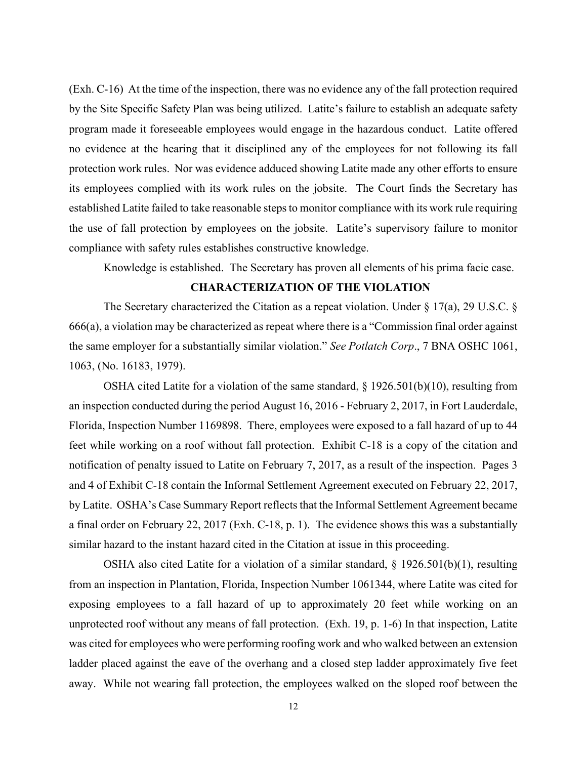(Exh. C-16) At the time of the inspection, there was no evidence any of the fall protection required by the Site Specific Safety Plan was being utilized. Latite's failure to establish an adequate safety program made it foreseeable employees would engage in the hazardous conduct. Latite offered no evidence at the hearing that it disciplined any of the employees for not following its fall protection work rules. Nor was evidence adduced showing Latite made any other efforts to ensure its employees complied with its work rules on the jobsite. The Court finds the Secretary has established Latite failed to take reasonable steps to monitor compliance with its work rule requiring the use of fall protection by employees on the jobsite. Latite's supervisory failure to monitor compliance with safety rules establishes constructive knowledge.

Knowledge is established. The Secretary has proven all elements of his prima facie case.

## CHARACTERIZATION OF THE VIOLATION

The Secretary characterized the Citation as a repeat violation. Under § 17(a), 29 U.S.C. § 666(a), a violation may be characterized as repeat where there is a "Commission final order against the same employer for a substantially similar violation." *See Potlatch Corp*., 7 BNA OSHC 1061, 1063, (No. 16183, 1979).

OSHA cited Latite for a violation of the same standard, § 1926.501(b)(10), resulting from an inspection conducted during the period August 16, 2016 - February 2, 2017, in Fort Lauderdale, Florida, Inspection Number 1169898. There, employees were exposed to a fall hazard of up to 44 feet while working on a roof without fall protection. Exhibit C-18 is a copy of the citation and notification of penalty issued to Latite on February 7, 2017, as a result of the inspection. Pages 3 and 4 of Exhibit C-18 contain the Informal Settlement Agreement executed on February 22, 2017, by Latite. OSHA's Case Summary Report reflects that the Informal Settlement Agreement became a final order on February 22, 2017 (Exh. C-18, p. 1). The evidence shows this was a substantially similar hazard to the instant hazard cited in the Citation at issue in this proceeding.

OSHA also cited Latite for a violation of a similar standard, § 1926.501(b)(1), resulting from an inspection in Plantation, Florida, Inspection Number 1061344, where Latite was cited for exposing employees to a fall hazard of up to approximately 20 feet while working on an unprotected roof without any means of fall protection. (Exh. 19, p. 1-6) In that inspection, Latite was cited for employees who were performing roofing work and who walked between an extension ladder placed against the eave of the overhang and a closed step ladder approximately five feet away. While not wearing fall protection, the employees walked on the sloped roof between the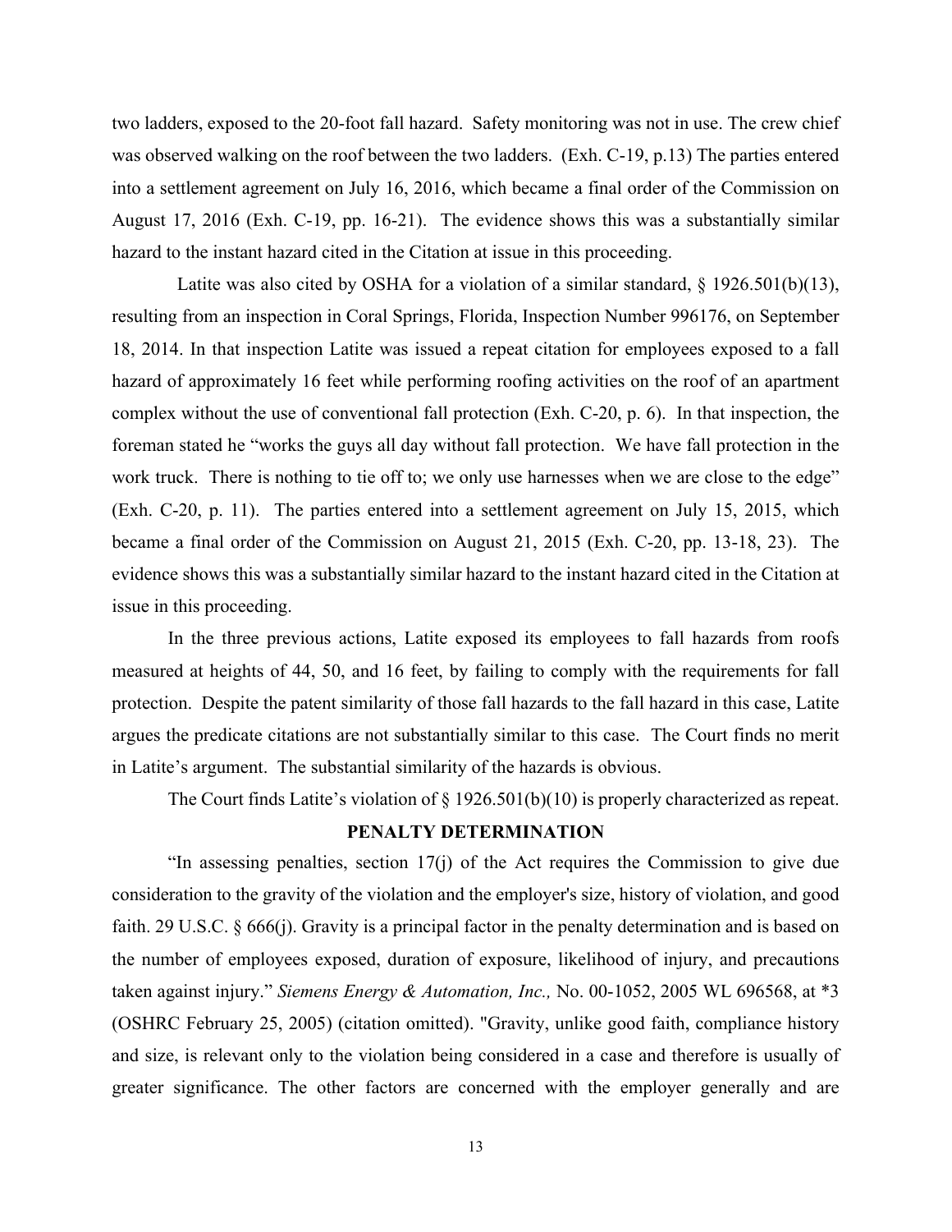two ladders, exposed to the 20-foot fall hazard. Safety monitoring was not in use. The crew chief was observed walking on the roof between the two ladders. (Exh. C-19, p.13) The parties entered into a settlement agreement on July 16, 2016, which became a final order of the Commission on August 17, 2016 (Exh. C-19, pp. 16-21). The evidence shows this was a substantially similar hazard to the instant hazard cited in the Citation at issue in this proceeding.

Latite was also cited by OSHA for a violation of a similar standard, § 1926.501(b)(13), resulting from an inspection in Coral Springs, Florida, Inspection Number 996176, on September 18, 2014. In that inspection Latite was issued a repeat citation for employees exposed to a fall hazard of approximately 16 feet while performing roofing activities on the roof of an apartment complex without the use of conventional fall protection (Exh. C-20, p. 6). In that inspection, the foreman stated he "works the guys all day without fall protection. We have fall protection in the work truck. There is nothing to tie off to; we only use harnesses when we are close to the edge" (Exh. C-20, p. 11). The parties entered into a settlement agreement on July 15, 2015, which became a final order of the Commission on August 21, 2015 (Exh. C-20, pp. 13-18, 23). The evidence shows this was a substantially similar hazard to the instant hazard cited in the Citation at issue in this proceeding.

In the three previous actions, Latite exposed its employees to fall hazards from roofs measured at heights of 44, 50, and 16 feet, by failing to comply with the requirements for fall protection. Despite the patent similarity of those fall hazards to the fall hazard in this case, Latite argues the predicate citations are not substantially similar to this case. The Court finds no merit in Latite's argument. The substantial similarity of the hazards is obvious.

The Court finds Latite's violation of § 1926.501(b)(10) is properly characterized as repeat.

## PENALTY DETERMINATION

"In assessing penalties, section 17(j) of the Act requires the Commission to give due consideration to the gravity of the violation and the employer's size, history of violation, and good faith. 29 U.S.C. § 666(j). Gravity is a principal factor in the penalty determination and is based on the number of employees exposed, duration of exposure, likelihood of injury, and precautions taken against injury." *Siemens Energy & Automation, Inc.,* No. 00-1052, 2005 WL 696568, at *3 (OSHRC February 25, 2005) (citation omitted). "Gravity, unlike good faith, compliance history and size, is relevant only to the violation being considered in a case and therefore is usually of greater significance. The other factors are concerned with the employer generally and are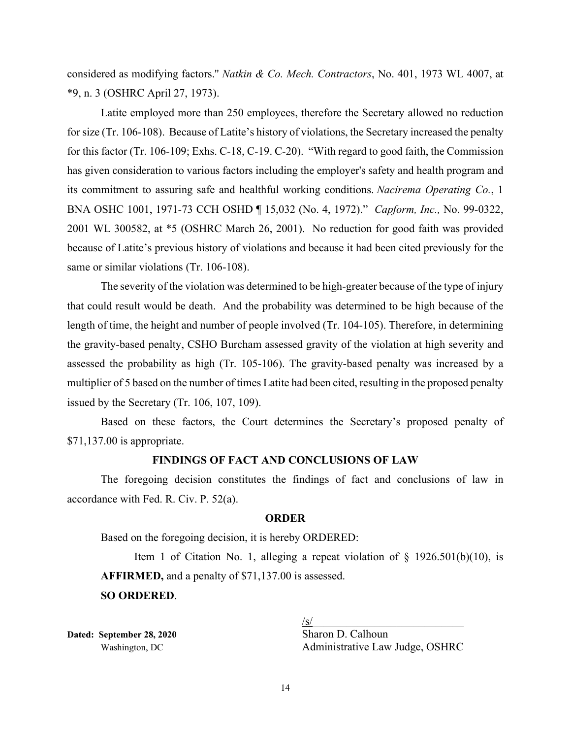considered as modifying factors." *Natkin & Co. Mech. Contractors*, No. 401, 1973 WL 4007, at *9, n. 3 (OSHRC April 27, 1973).

Latite employed more than 250 employees, therefore the Secretary allowed no reduction for size (Tr. 106-108). Because of Latite's history of violations, the Secretary increased the penalty for this factor (Tr. 106-109; Exhs. C-18, C-19. C-20). "With regard to good faith, the Commission has given consideration to various factors including the employer's safety and health program and its commitment to assuring safe and healthful working conditions. *Nacirema Operating Co.*, 1 BNA OSHC 1001, 1971-73 CCH OSHD ¶ 15,032 (No. 4, 1972)." *Capform, Inc.,* No. 99-0322, 2001 WL 300582, at *5 (OSHRC March 26, 2001). No reduction for good faith was provided because of Latite's previous history of violations and because it had been cited previously for the same or similar violations (Tr. 106-108).

The severity of the violation was determined to be high-greater because of the type of injury that could result would be death. And the probability was determined to be high because of the length of time, the height and number of people involved (Tr. 104-105). Therefore, in determining the gravity-based penalty, CSHO Burcham assessed gravity of the violation at high severity and assessed the probability as high (Tr. 105-106). The gravity-based penalty was increased by a multiplier of 5 based on the number of times Latite had been cited, resulting in the proposed penalty issued by the Secretary (Tr. 106, 107, 109).

Based on these factors, the Court determines the Secretary's proposed penalty of $71,137.00 is appropriate.

## FINDINGS OF FACT AND CONCLUSIONS OF LAW

The foregoing decision constitutes the findings of fact and conclusions of law in accordance with Fed. R. Civ. P. 52(a).

## ORDER

Based on the foregoing decision, it is hereby ORDERED:

Item 1 of Citation No. 1, alleging a repeat violation of § 1926.501(b)(10), is **AFFIRMED,** and a penalty of $71,137.00 is assessed.

**SO ORDERED**.

/s/
Sharon D. Calhoun
Administrative Law Judge, OSHRC

**Dated: September 28, 2020**
Washington, DC